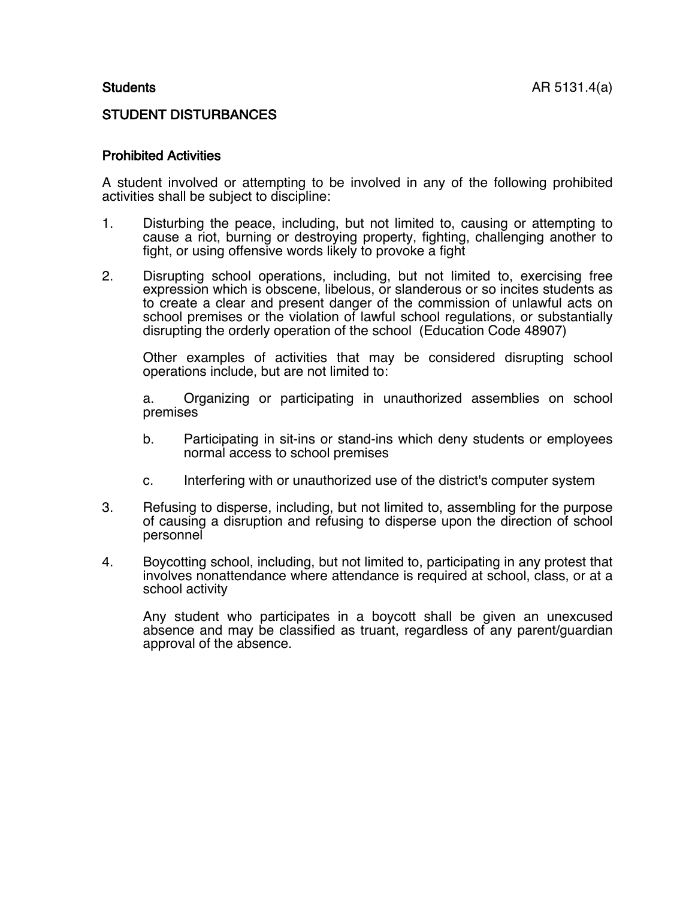**Students** AR 5131.4(a)

# STUDENT DISTURBANCES

## Prohibited Activities

A student involved or attempting to be involved in any of the following prohibited activities shall be subject to discipline:

1. Disturbing the peace, including, but not limited to, causing or attempting to cause a riot, burning or destroying property, fighting, challenging another to fight, or using offensive words likely to provoke a fight

2. Disrupting school operations, including, but not limited to, exercising free expression which is obscene, libelous, or slanderous or so incites students as to create a clear and present danger of the commission of unlawful acts on school premises or the violation of lawful school regulations, or substantially disrupting the orderly operation of the school (Education Code 48907)

   Other examples of activities that may be considered disrupting school operations include, but are not limited to:

   a. Organizing or participating in unauthorized assemblies on school premises

   b. Participating in sit-ins or stand-ins which deny students or employees normal access to school premises

   c. Interfering with or unauthorized use of the district's computer system

3. Refusing to disperse, including, but not limited to, assembling for the purpose of causing a disruption and refusing to disperse upon the direction of school personnel

4. Boycotting school, including, but not limited to, participating in any protest that involves nonattendance where attendance is required at school, class, or at a school activity

   Any student who participates in a boycott shall be given an unexcused absence and may be classified as truant, regardless of any parent/guardian approval of the absence.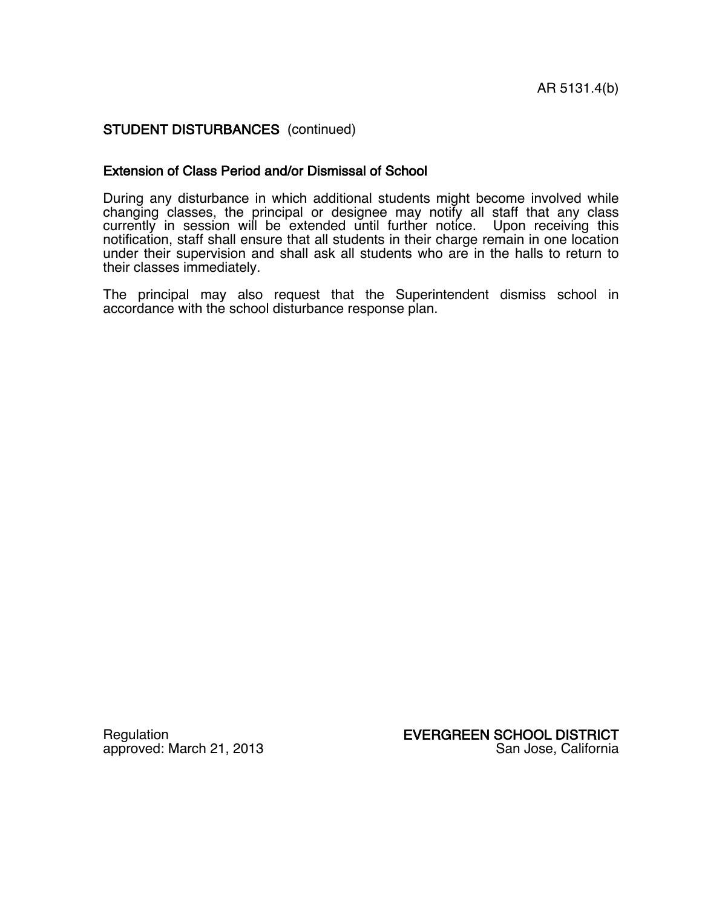## STUDENT DISTURBANCES (continued)

### Extension of Class Period and/or Dismissal of School

During any disturbance in which additional students might become involved while changing classes, the principal or designee may notify all staff that any class currently in session will be extended until further notice. Upon receiving this notification, staff shall ensure that all students in their charge remain in one location under their supervision and shall ask all students who are in the halls to return to their classes immediately.

The principal may also request that the Superintendent dismiss school in accordance with the school disturbance response plan.

Regulation
approved: March 21, 2013

**EVERGREEN SCHOOL DISTRICT**
San Jose, California